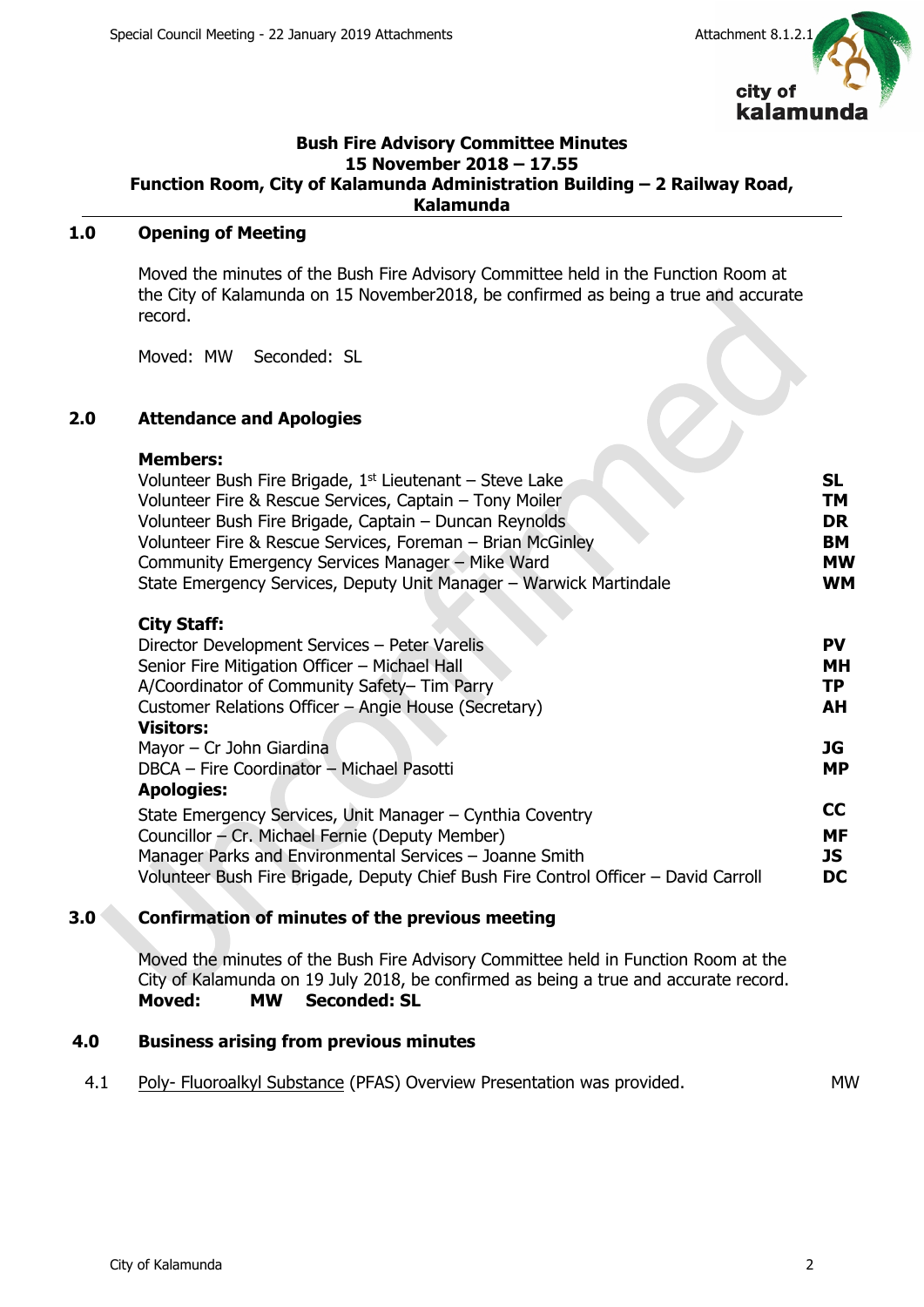# Bush Fire Advisory Committee Minutes
## 15 November 2018 – 17.55
## Function Room, City of Kalamunda Administration Building – 2 Railway Road, Kalamunda

## 1.0 Opening of Meeting

Moved the minutes of the Bush Fire Advisory Committee held in the Function Room at the City of Kalamunda on 15 November2018, be confirmed as being a true and accurate record.

Moved: MW Seconded: SL

## 2.0 Attendance and Apologies

**Members:**

| | |
|---|---|
| Volunteer Bush Fire Brigade, 1st Lieutenant – Steve Lake | **SL** |
| Volunteer Fire & Rescue Services, Captain – Tony Moiler | **TM** |
| Volunteer Bush Fire Brigade, Captain – Duncan Reynolds | **DR** |
| Volunteer Fire & Rescue Services, Foreman – Brian McGinley | **BM** |
| Community Emergency Services Manager – Mike Ward | **MW** |
| State Emergency Services, Deputy Unit Manager – Warwick Martindale | **WM** |

**City Staff:**

| | |
|---|---|
| Director Development Services – Peter Varelis | **PV** |
| Senior Fire Mitigation Officer – Michael Hall | **MH** |
| A/Coordinator of Community Safety– Tim Parry | **TP** |
| Customer Relations Officer – Angie House (Secretary) | **AH** |

**Visitors:**

| | |
|---|---|
| Mayor – Cr John Giardina | **JG** |
| DBCA – Fire Coordinator – Michael Pasotti | **MP** |

**Apologies:**

| | |
|---|---|
| State Emergency Services, Unit Manager – Cynthia Coventry | **CC** |
| Councillor – Cr. Michael Fernie (Deputy Member) | **MF** |
| Manager Parks and Environmental Services – Joanne Smith | **JS** |
| Volunteer Bush Fire Brigade, Deputy Chief Bush Fire Control Officer – David Carroll | **DC** |

## 3.0 Confirmation of minutes of the previous meeting

Moved the minutes of the Bush Fire Advisory Committee held in Function Room at the City of Kalamunda on 19 July 2018, be confirmed as being a true and accurate record.

**Moved: MW Seconded: SL**

## 4.0 Business arising from previous minutes

| | | |
|---|---|---|
| 4.1 | Poly- Fluoroalkyl Substance (PFAS) Overview Presentation was provided. | MW |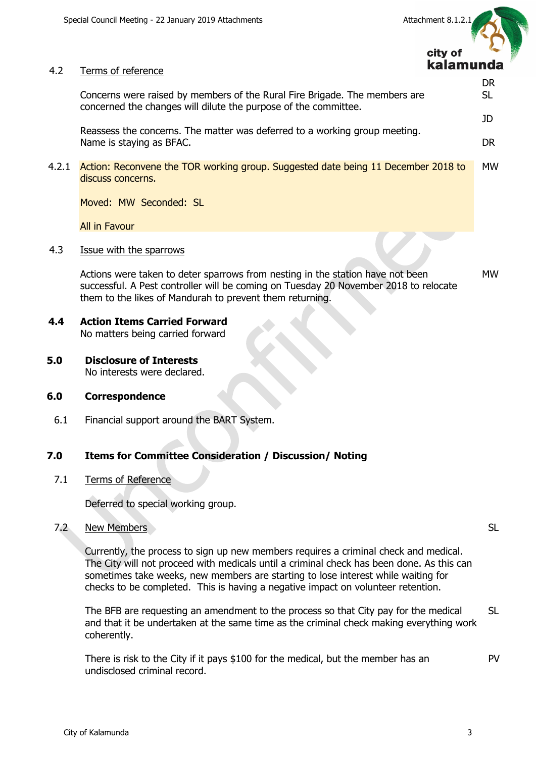4.2 Terms of reference

Concerns were raised by members of the Rural Fire Brigade. The members are concerned the changes will dilute the purpose of the committee. — DR, SL

Reassess the concerns. The matter was deferred to a working group meeting. — JD

Name is staying as BFAC. — DR

4.2.1 Action: Reconvene the TOR working group. Suggested date being 11 December 2018 to discuss concerns. — MW

Moved: MW Seconded: SL

All in Favour

4.3 Issue with the sparrows

Actions were taken to deter sparrows from nesting in the station have not been successful. A Pest controller will be coming on Tuesday 20 November 2018 to relocate them to the likes of Mandurah to prevent them returning. — MW

**4.4 Action Items Carried Forward**

No matters being carried forward

**5.0 Disclosure of Interests**

No interests were declared.

**6.0 Correspondence**

6.1 Financial support around the BART System.

**7.0 Items for Committee Consideration / Discussion/ Noting**

7.1 Terms of Reference

Deferred to special working group.

7.2 New Members — SL

Currently, the process to sign up new members requires a criminal check and medical. The City will not proceed with medicals until a criminal check has been done. As this can sometimes take weeks, new members are starting to lose interest while waiting for checks to be completed. This is having a negative impact on volunteer retention.

The BFB are requesting an amendment to the process so that City pay for the medical and that it be undertaken at the same time as the criminal check making everything work coherently. — SL

There is risk to the City if it pays $100 for the medical, but the member has an undisclosed criminal record. — PV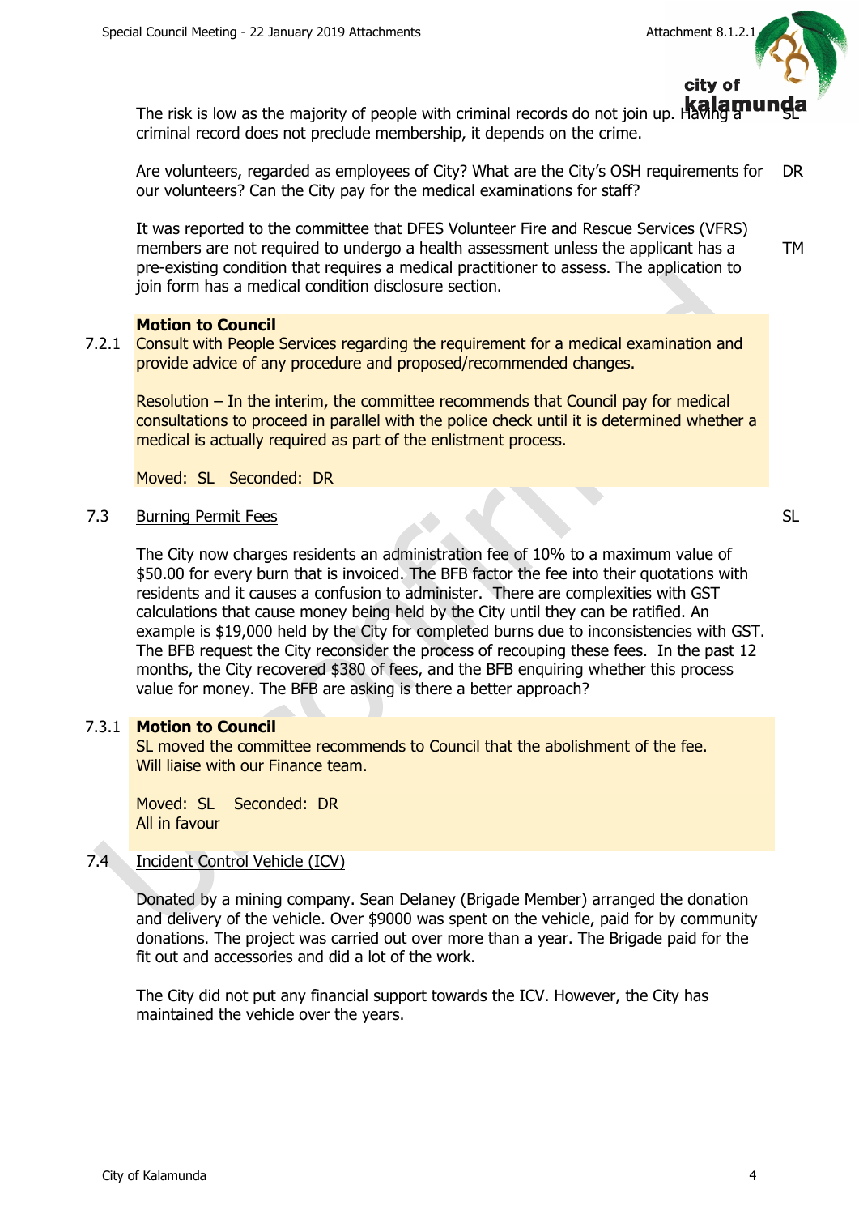The risk is low as the majority of people with criminal records do not join up. Having a criminal record does not preclude membership, it depends on the crime. SL

Are volunteers, regarded as employees of City? What are the City's OSH requirements for our volunteers? Can the City pay for the medical examinations for staff? DR

It was reported to the committee that DFES Volunteer Fire and Rescue Services (VFRS) members are not required to undergo a health assessment unless the applicant has a pre-existing condition that requires a medical practitioner to assess. The application to join form has a medical condition disclosure section. TM

**Motion to Council**

7.2.1 Consult with People Services regarding the requirement for a medical examination and provide advice of any procedure and proposed/recommended changes.

Resolution – In the interim, the committee recommends that Council pay for medical consultations to proceed in parallel with the police check until it is determined whether a medical is actually required as part of the enlistment process.

Moved: SL Seconded: DR

7.3 Burning Permit Fees SL

The City now charges residents an administration fee of 10% to a maximum value of $50.00 for every burn that is invoiced. The BFB factor the fee into their quotations with residents and it causes a confusion to administer. There are complexities with GST calculations that cause money being held by the City until they can be ratified. An example is $19,000 held by the City for completed burns due to inconsistencies with GST. The BFB request the City reconsider the process of recouping these fees. In the past 12 months, the City recovered $380 of fees, and the BFB enquiring whether this process value for money. The BFB are asking is there a better approach?

7.3.1 **Motion to Council**

SL moved the committee recommends to Council that the abolishment of the fee. Will liaise with our Finance team.

Moved: SL Seconded: DR
All in favour

7.4 Incident Control Vehicle (ICV)

Donated by a mining company. Sean Delaney (Brigade Member) arranged the donation and delivery of the vehicle. Over $9000 was spent on the vehicle, paid for by community donations. The project was carried out over more than a year. The Brigade paid for the fit out and accessories and did a lot of the work.

The City did not put any financial support towards the ICV. However, the City has maintained the vehicle over the years.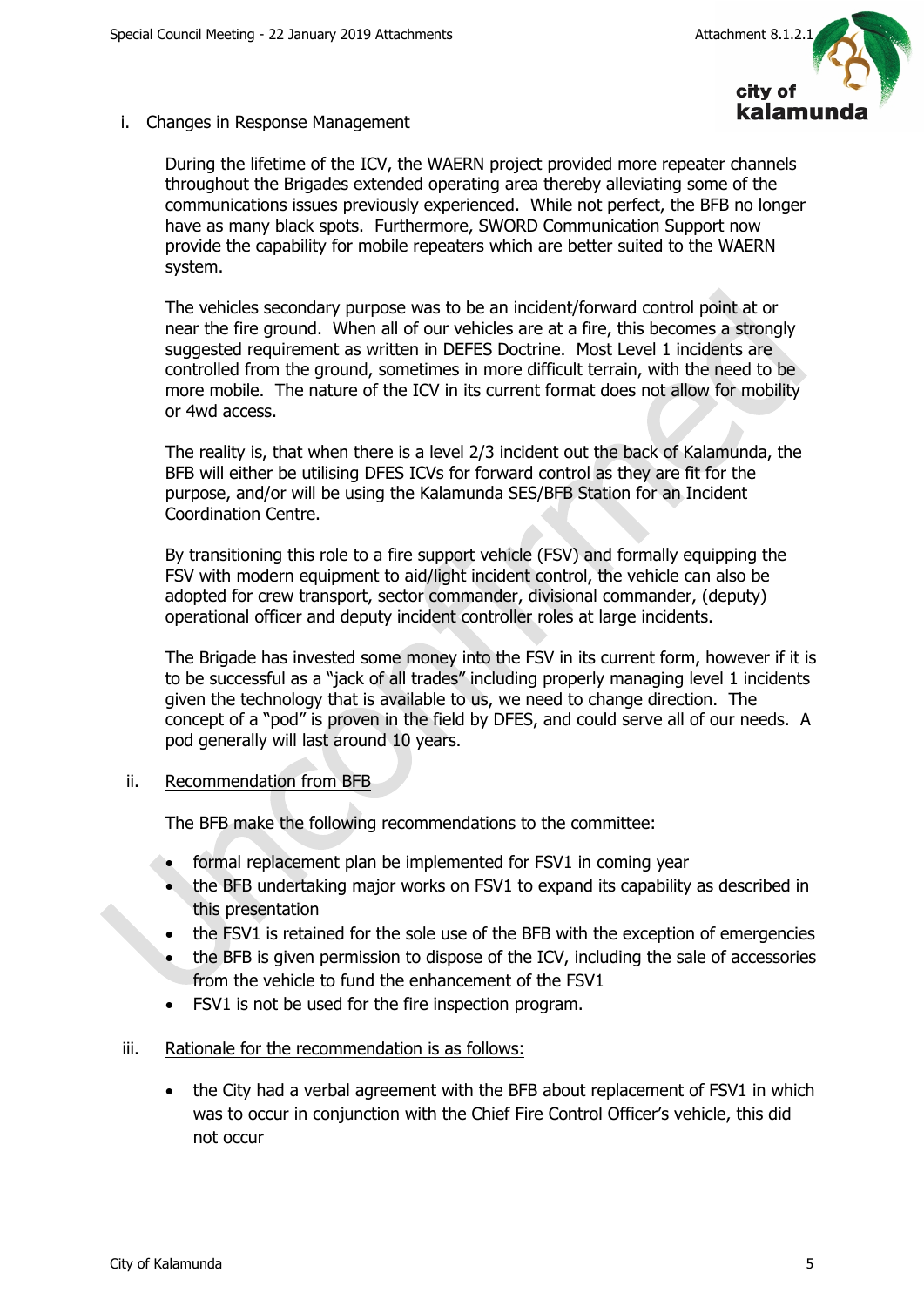i. Changes in Response Management

During the lifetime of the ICV, the WAERN project provided more repeater channels throughout the Brigades extended operating area thereby alleviating some of the communications issues previously experienced. While not perfect, the BFB no longer have as many black spots. Furthermore, SWORD Communication Support now provide the capability for mobile repeaters which are better suited to the WAERN system.

The vehicles secondary purpose was to be an incident/forward control point at or near the fire ground. When all of our vehicles are at a fire, this becomes a strongly suggested requirement as written in DEFES Doctrine. Most Level 1 incidents are controlled from the ground, sometimes in more difficult terrain, with the need to be more mobile. The nature of the ICV in its current format does not allow for mobility or 4wd access.

The reality is, that when there is a level 2/3 incident out the back of Kalamunda, the BFB will either be utilising DFES ICVs for forward control as they are fit for the purpose, and/or will be using the Kalamunda SES/BFB Station for an Incident Coordination Centre.

By transitioning this role to a fire support vehicle (FSV) and formally equipping the FSV with modern equipment to aid/light incident control, the vehicle can also be adopted for crew transport, sector commander, divisional commander, (deputy) operational officer and deputy incident controller roles at large incidents.

The Brigade has invested some money into the FSV in its current form, however if it is to be successful as a "jack of all trades" including properly managing level 1 incidents given the technology that is available to us, we need to change direction. The concept of a "pod" is proven in the field by DFES, and could serve all of our needs. A pod generally will last around 10 years.

ii. Recommendation from BFB

The BFB make the following recommendations to the committee:

- formal replacement plan be implemented for FSV1 in coming year
- the BFB undertaking major works on FSV1 to expand its capability as described in this presentation
- the FSV1 is retained for the sole use of the BFB with the exception of emergencies
- the BFB is given permission to dispose of the ICV, including the sale of accessories from the vehicle to fund the enhancement of the FSV1
- FSV1 is not be used for the fire inspection program.

iii. Rationale for the recommendation is as follows:

- the City had a verbal agreement with the BFB about replacement of FSV1 in which was to occur in conjunction with the Chief Fire Control Officer's vehicle, this did not occur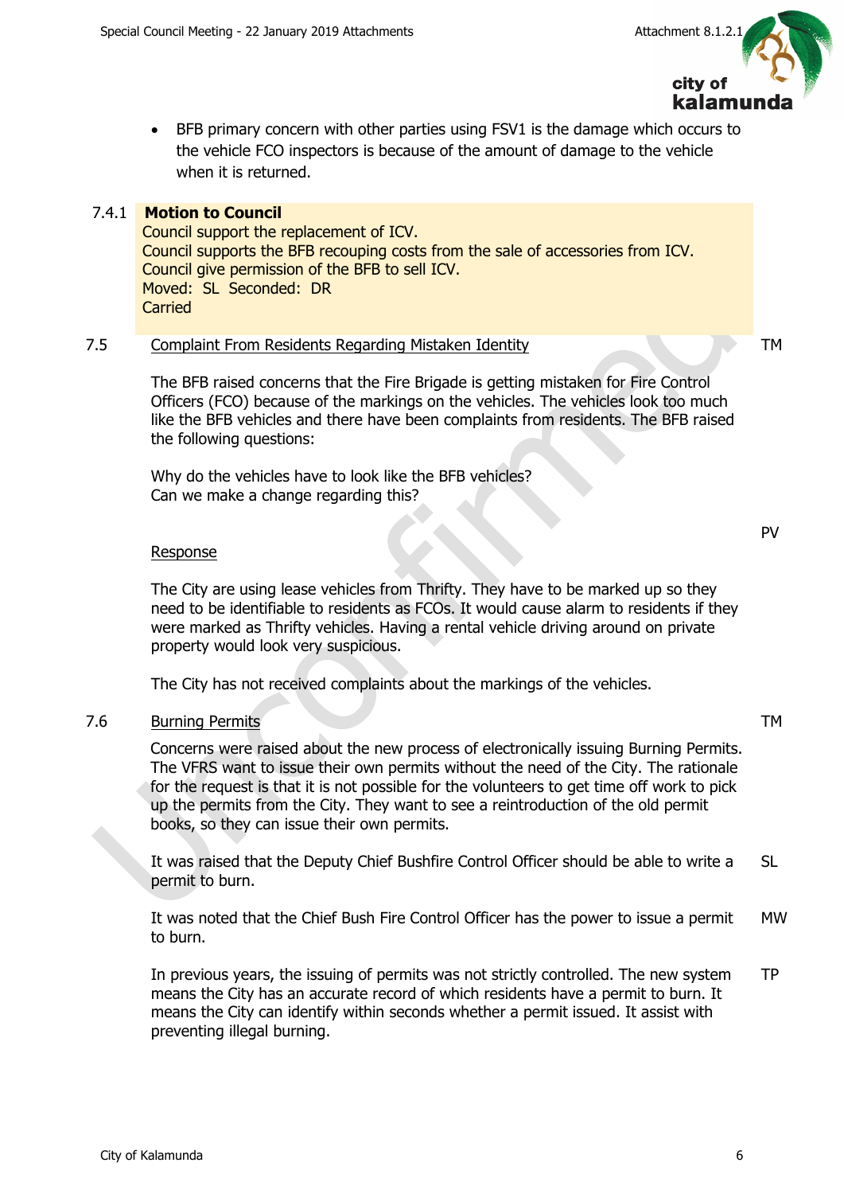- BFB primary concern with other parties using FSV1 is the damage which occurs to the vehicle FCO inspectors is because of the amount of damage to the vehicle when it is returned.

7.4.1 **Motion to Council**
Council support the replacement of ICV.
Council supports the BFB recouping costs from the sale of accessories from ICV.
Council give permission of the BFB to sell ICV.
Moved: SL Seconded: DR
Carried

7.5 Complaint From Residents Regarding Mistaken Identity — TM

The BFB raised concerns that the Fire Brigade is getting mistaken for Fire Control Officers (FCO) because of the markings on the vehicles. The vehicles look too much like the BFB vehicles and there have been complaints from residents. The BFB raised the following questions:

Why do the vehicles have to look like the BFB vehicles?
Can we make a change regarding this?

Response — PV

The City are using lease vehicles from Thrifty. They have to be marked up so they need to be identifiable to residents as FCOs. It would cause alarm to residents if they were marked as Thrifty vehicles. Having a rental vehicle driving around on private property would look very suspicious.

The City has not received complaints about the markings of the vehicles.

7.6 Burning Permits — TM

Concerns were raised about the new process of electronically issuing Burning Permits. The VFRS want to issue their own permits without the need of the City. The rationale for the request is that it is not possible for the volunteers to get time off work to pick up the permits from the City. They want to see a reintroduction of the old permit books, so they can issue their own permits.

It was raised that the Deputy Chief Bushfire Control Officer should be able to write a permit to burn. — SL

It was noted that the Chief Bush Fire Control Officer has the power to issue a permit to burn. — MW

In previous years, the issuing of permits was not strictly controlled. The new system means the City has an accurate record of which residents have a permit to burn. It means the City can identify within seconds whether a permit issued. It assist with preventing illegal burning. — TP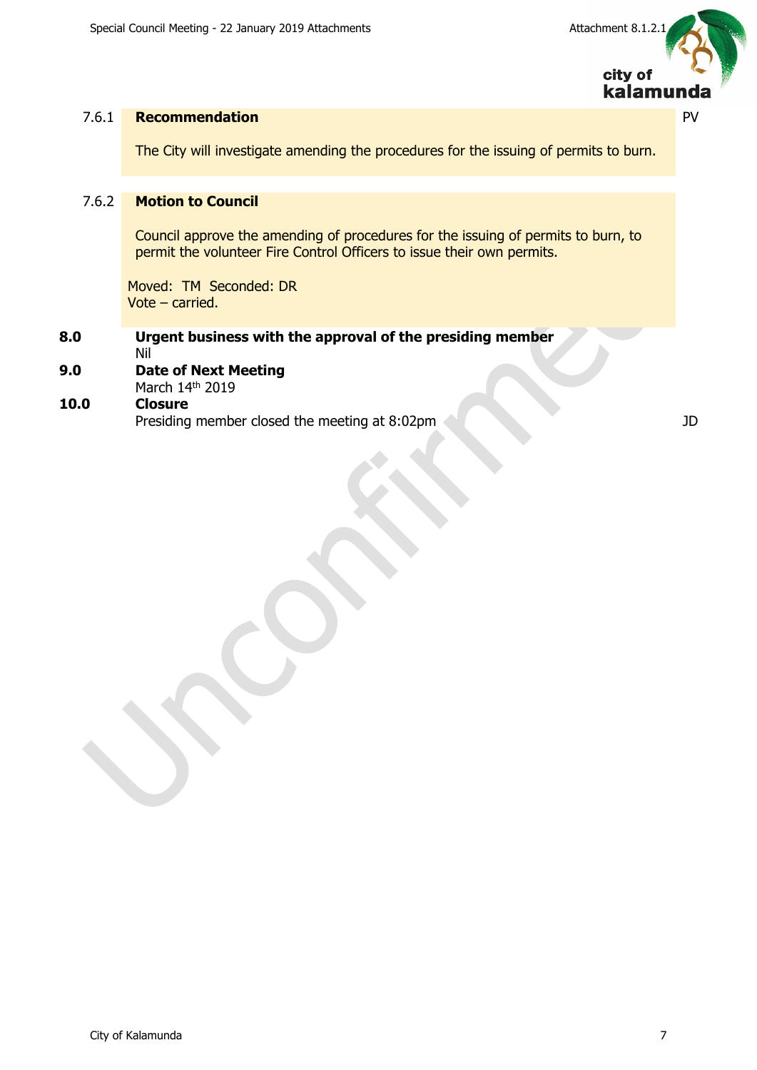7.6.1 **Recommendation** PV

The City will investigate amending the procedures for the issuing of permits to burn.

7.6.2 **Motion to Council**

Council approve the amending of procedures for the issuing of permits to burn, to permit the volunteer Fire Control Officers to issue their own permits.

Moved: TM Seconded: DR
Vote – carried.

**8.0 Urgent business with the approval of the presiding member**
Nil

**9.0 Date of Next Meeting**
March 14th 2019

**10.0 Closure**
Presiding member closed the meeting at 8:02pm JD

Unconfirmed